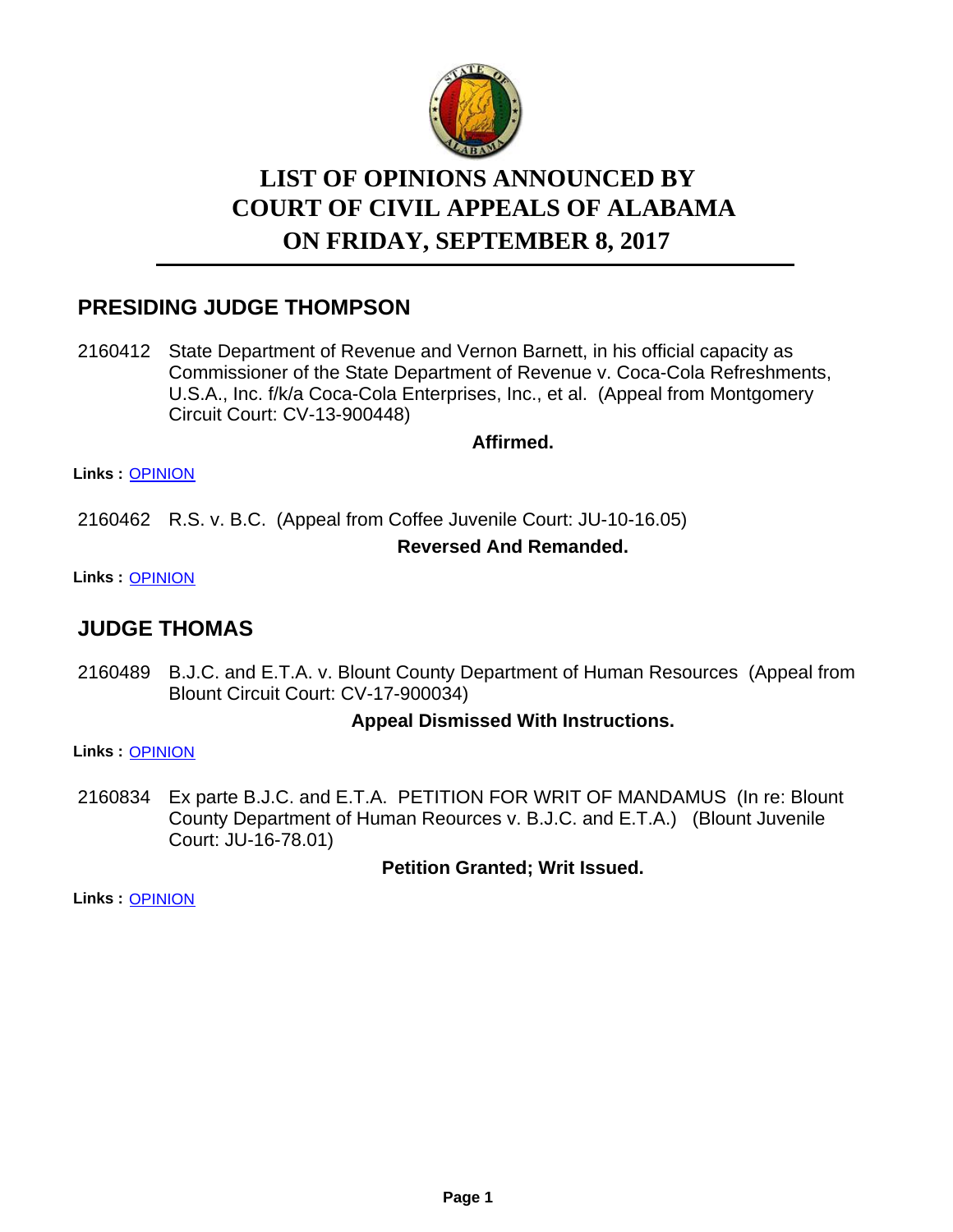# LIST OF OPINIONS ANNOUNCED BY COURT OF CIVIL APPEALS OF ALABAMA ON FRIDAY, SEPTEMBER 8, 2017

## PRESIDING JUDGE THOMPSON

2160412 State Department of Revenue and Vernon Barnett, in his official capacity as Commissioner of the State Department of Revenue v. Coca-Cola Refreshments, U.S.A., Inc. f/k/a Coca-Cola Enterprises, Inc., et al. (Appeal from Montgomery Circuit Court: CV-13-900448)

**Affirmed.**

**Links :** OPINION

2160462 R.S. v. B.C. (Appeal from Coffee Juvenile Court: JU-10-16.05)

**Reversed And Remanded.**

**Links :** OPINION

## JUDGE THOMAS

2160489 B.J.C. and E.T.A. v. Blount County Department of Human Resources (Appeal from Blount Circuit Court: CV-17-900034)

**Appeal Dismissed With Instructions.**

**Links :** OPINION

2160834 Ex parte B.J.C. and E.T.A. PETITION FOR WRIT OF MANDAMUS (In re: Blount County Department of Human Reources v. B.J.C. and E.T.A.) (Blount Juvenile Court: JU-16-78.01)

**Petition Granted; Writ Issued.**

**Links :** OPINION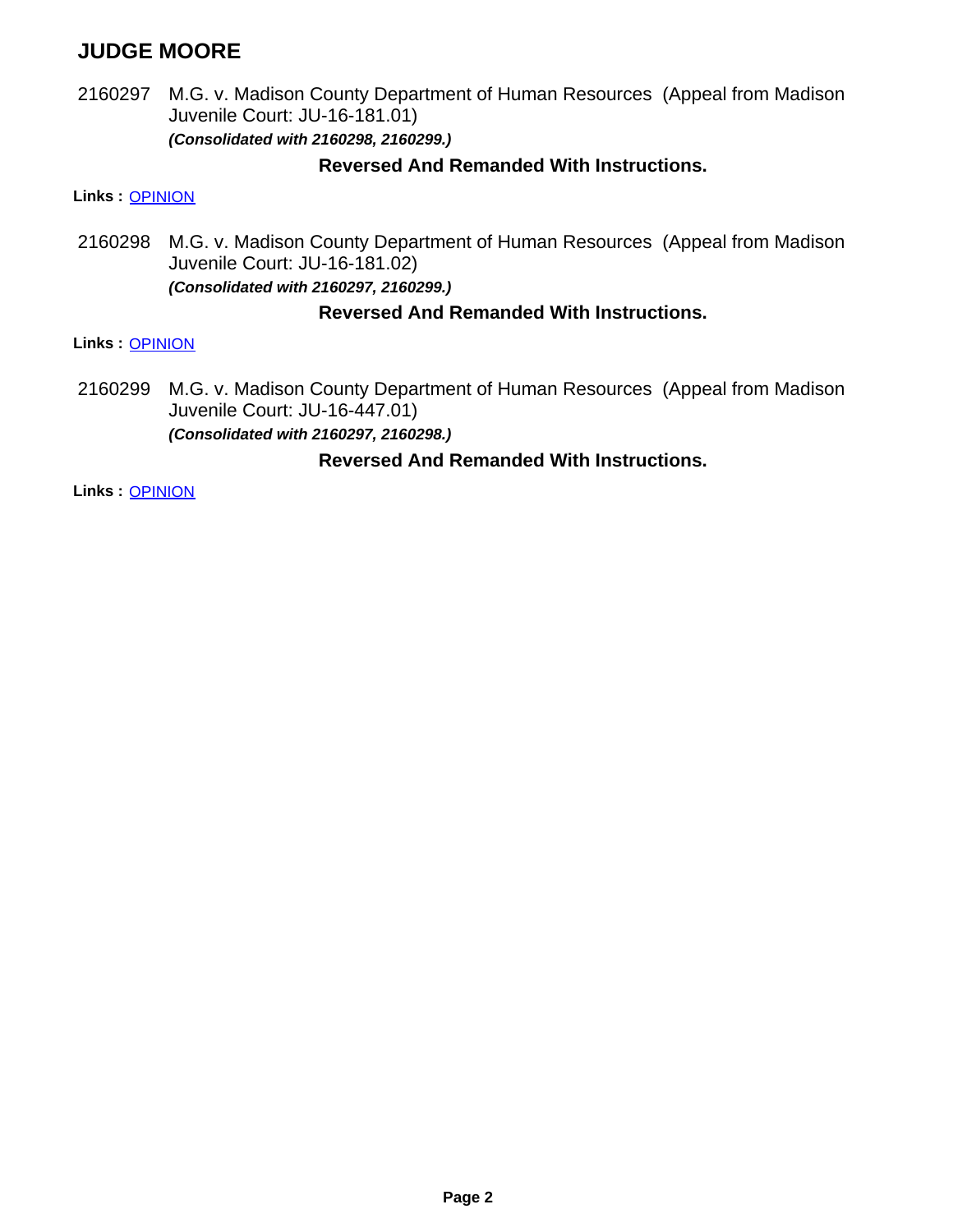## JUDGE MOORE

2160297 M.G. v. Madison County Department of Human Resources (Appeal from Madison Juvenile Court: JU-16-181.01)
***(Consolidated with 2160298, 2160299.)***

**Reversed And Remanded With Instructions.**

**Links :** OPINION

2160298 M.G. v. Madison County Department of Human Resources (Appeal from Madison Juvenile Court: JU-16-181.02)
***(Consolidated with 2160297, 2160299.)***

**Reversed And Remanded With Instructions.**

**Links :** OPINION

2160299 M.G. v. Madison County Department of Human Resources (Appeal from Madison Juvenile Court: JU-16-447.01)
***(Consolidated with 2160297, 2160298.)***

**Reversed And Remanded With Instructions.**

**Links :** OPINION